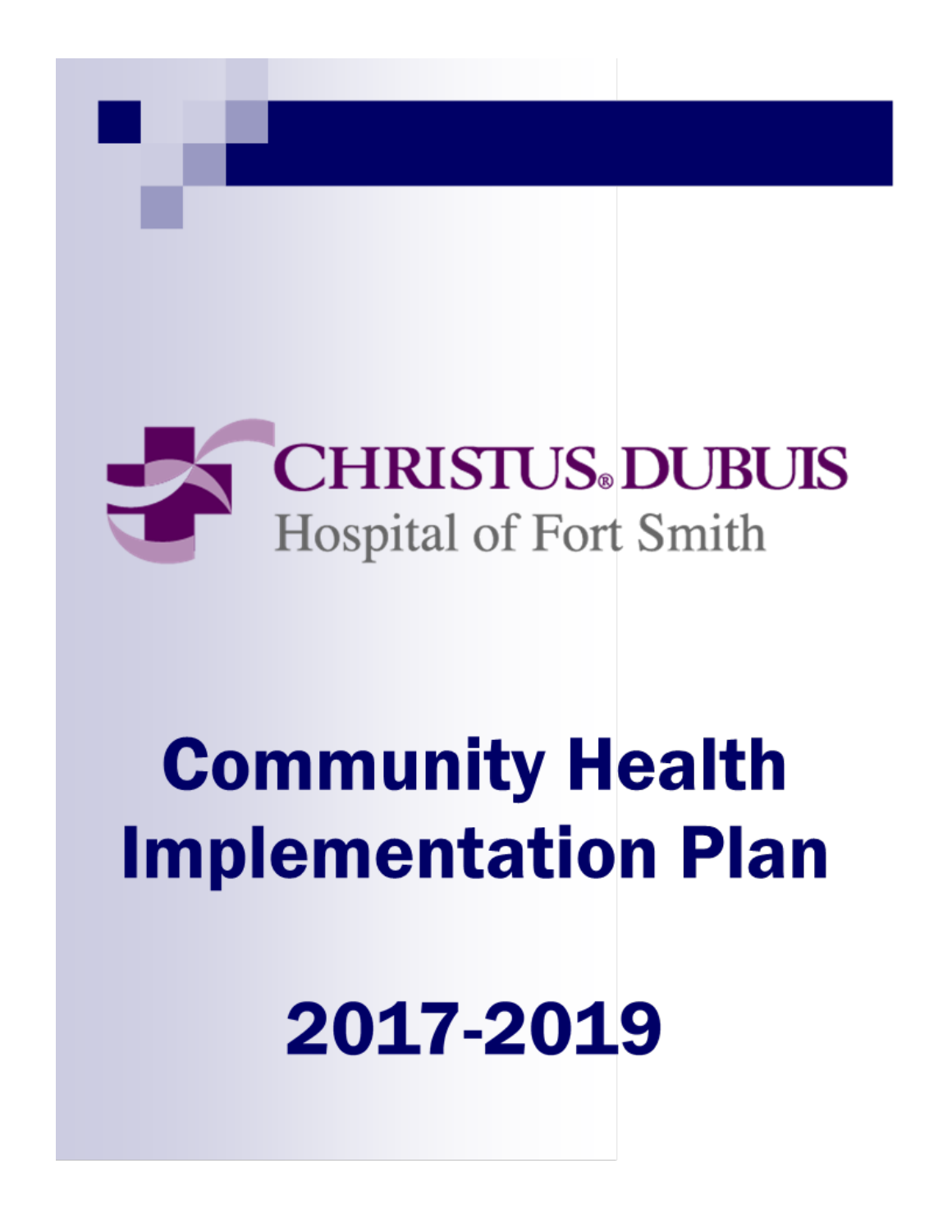CHRISTUS® DUBUIS

Hospital of Fort Smith

# Community Health Implementation Plan

# 2017-2019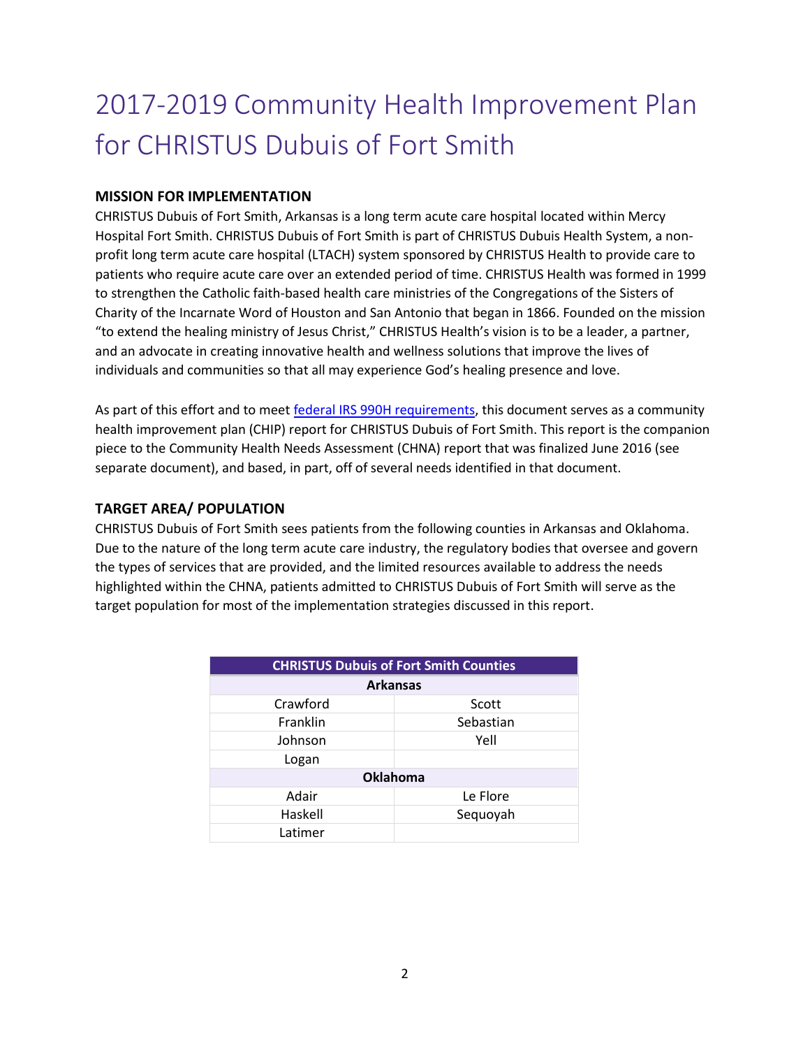# 2017-2019 Community Health Improvement Plan for CHRISTUS Dubuis of Fort Smith

**MISSION FOR IMPLEMENTATION**

CHRISTUS Dubuis of Fort Smith, Arkansas is a long term acute care hospital located within Mercy Hospital Fort Smith. CHRISTUS Dubuis of Fort Smith is part of CHRISTUS Dubuis Health System, a non-profit long term acute care hospital (LTACH) system sponsored by CHRISTUS Health to provide care to patients who require acute care over an extended period of time. CHRISTUS Health was formed in 1999 to strengthen the Catholic faith-based health care ministries of the Congregations of the Sisters of Charity of the Incarnate Word of Houston and San Antonio that began in 1866. Founded on the mission "to extend the healing ministry of Jesus Christ," CHRISTUS Health's vision is to be a leader, a partner, and an advocate in creating innovative health and wellness solutions that improve the lives of individuals and communities so that all may experience God's healing presence and love.

As part of this effort and to meet federal IRS 990H requirements, this document serves as a community health improvement plan (CHIP) report for CHRISTUS Dubuis of Fort Smith. This report is the companion piece to the Community Health Needs Assessment (CHNA) report that was finalized June 2016 (see separate document), and based, in part, off of several needs identified in that document.

**TARGET AREA/ POPULATION**

CHRISTUS Dubuis of Fort Smith sees patients from the following counties in Arkansas and Oklahoma. Due to the nature of the long term acute care industry, the regulatory bodies that oversee and govern the types of services that are provided, and the limited resources available to address the needs highlighted within the CHNA, patients admitted to CHRISTUS Dubuis of Fort Smith will serve as the target population for most of the implementation strategies discussed in this report.

| CHRISTUS Dubuis of Fort Smith Counties | |
|---|---|
| **Arkansas** | |
| Crawford | Scott |
| Franklin | Sebastian |
| Johnson | Yell |
| Logan | |
| **Oklahoma** | |
| Adair | Le Flore |
| Haskell | Sequoyah |
| Latimer | |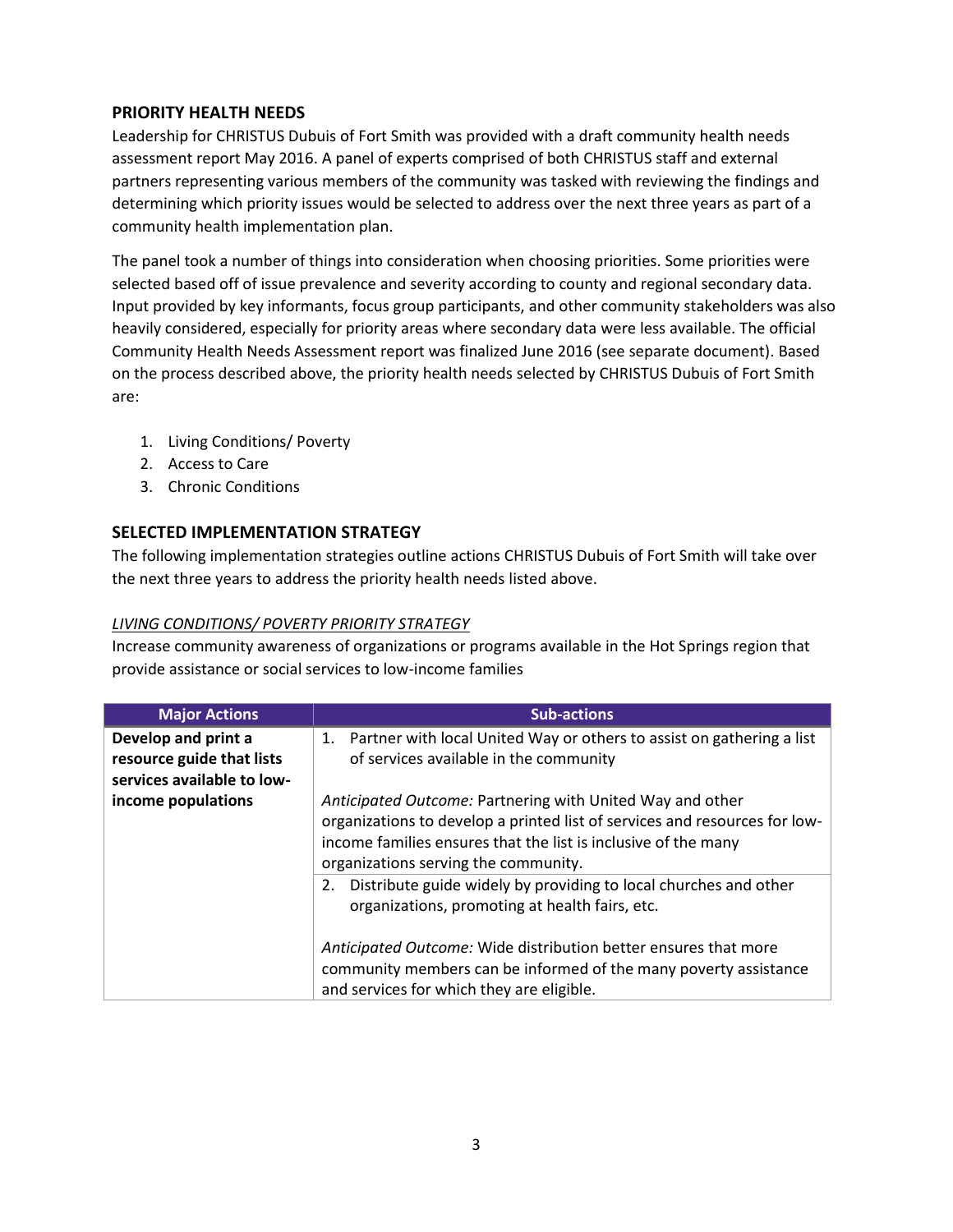## PRIORITY HEALTH NEEDS

Leadership for CHRISTUS Dubuis of Fort Smith was provided with a draft community health needs assessment report May 2016. A panel of experts comprised of both CHRISTUS staff and external partners representing various members of the community was tasked with reviewing the findings and determining which priority issues would be selected to address over the next three years as part of a community health implementation plan.

The panel took a number of things into consideration when choosing priorities. Some priorities were selected based off of issue prevalence and severity according to county and regional secondary data. Input provided by key informants, focus group participants, and other community stakeholders was also heavily considered, especially for priority areas where secondary data were less available. The official Community Health Needs Assessment report was finalized June 2016 (see separate document). Based on the process described above, the priority health needs selected by CHRISTUS Dubuis of Fort Smith are:

1. Living Conditions/ Poverty
2. Access to Care
3. Chronic Conditions

## SELECTED IMPLEMENTATION STRATEGY

The following implementation strategies outline actions CHRISTUS Dubuis of Fort Smith will take over the next three years to address the priority health needs listed above.

### *LIVING CONDITIONS/ POVERTY PRIORITY STRATEGY*

Increase community awareness of organizations or programs available in the Hot Springs region that provide assistance or social services to low-income families

| Major Actions | Sub-actions |
|---|---|
| **Develop and print a resource guide that lists services available to low-income populations** | 1. Partner with local United Way or others to assist on gathering a list of services available in the community<br><br>*Anticipated Outcome:* Partnering with United Way and other organizations to develop a printed list of services and resources for low-income families ensures that the list is inclusive of the many organizations serving the community. |
| | 2. Distribute guide widely by providing to local churches and other organizations, promoting at health fairs, etc.<br><br>*Anticipated Outcome:* Wide distribution better ensures that more community members can be informed of the many poverty assistance and services for which they are eligible. |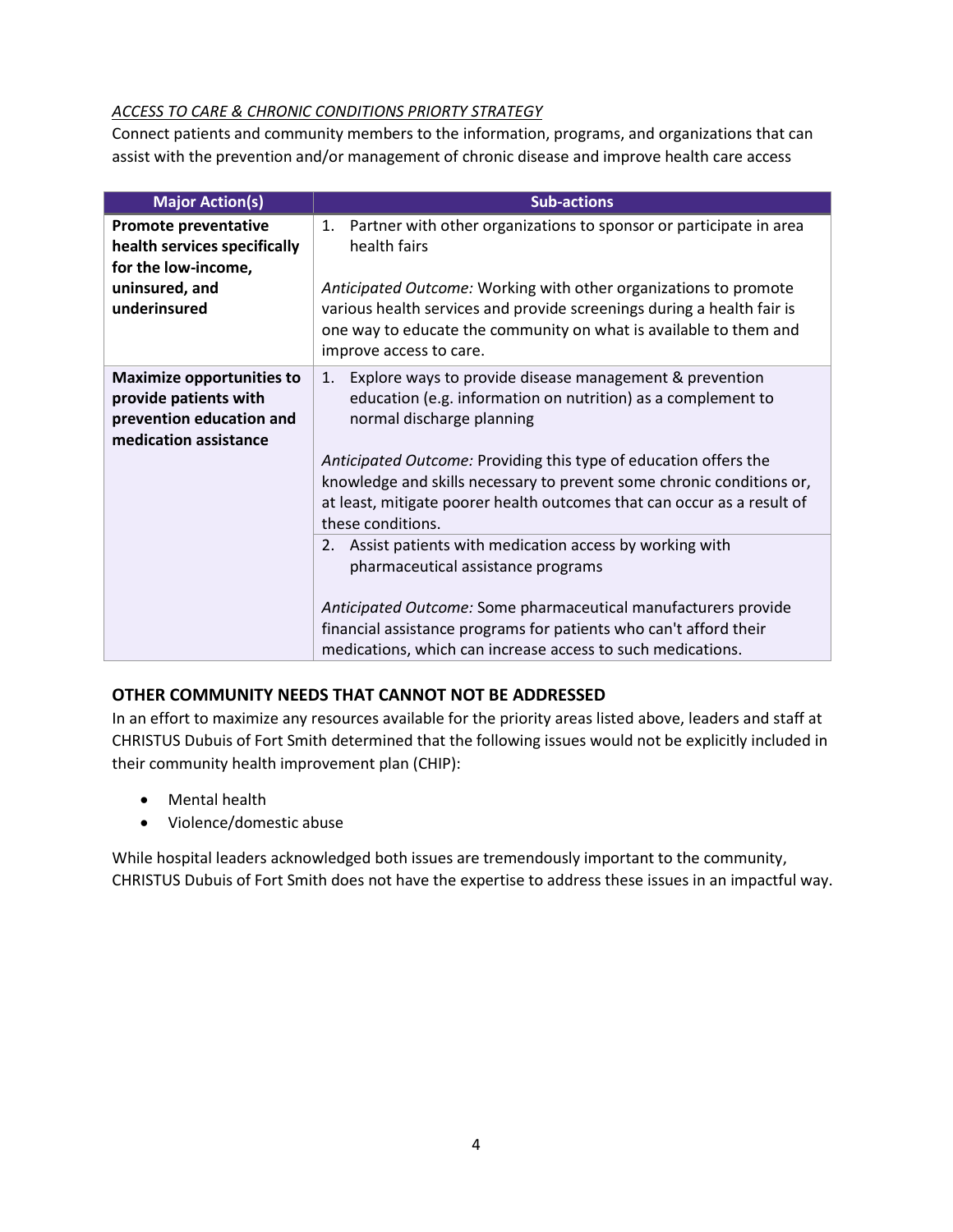*ACCESS TO CARE & CHRONIC CONDITIONS PRIORTY STRATEGY*

Connect patients and community members to the information, programs, and organizations that can assist with the prevention and/or management of chronic disease and improve health care access

| Major Action(s) | Sub-actions |
|---|---|
| **Promote preventative health services specifically for the low-income, uninsured, and underinsured** | 1. Partner with other organizations to sponsor or participate in area health fairs<br><br>*Anticipated Outcome:* Working with other organizations to promote various health services and provide screenings during a health fair is one way to educate the community on what is available to them and improve access to care. |
| **Maximize opportunities to provide patients with prevention education and medication assistance** | 1. Explore ways to provide disease management & prevention education (e.g. information on nutrition) as a complement to normal discharge planning<br><br>*Anticipated Outcome:* Providing this type of education offers the knowledge and skills necessary to prevent some chronic conditions or, at least, mitigate poorer health outcomes that can occur as a result of these conditions. |
| | 2. Assist patients with medication access by working with pharmaceutical assistance programs<br><br>*Anticipated Outcome:* Some pharmaceutical manufacturers provide financial assistance programs for patients who can't afford their medications, which can increase access to such medications. |

## OTHER COMMUNITY NEEDS THAT CANNOT NOT BE ADDRESSED

In an effort to maximize any resources available for the priority areas listed above, leaders and staff at CHRISTUS Dubuis of Fort Smith determined that the following issues would not be explicitly included in their community health improvement plan (CHIP):

- Mental health
- Violence/domestic abuse

While hospital leaders acknowledged both issues are tremendously important to the community, CHRISTUS Dubuis of Fort Smith does not have the expertise to address these issues in an impactful way.